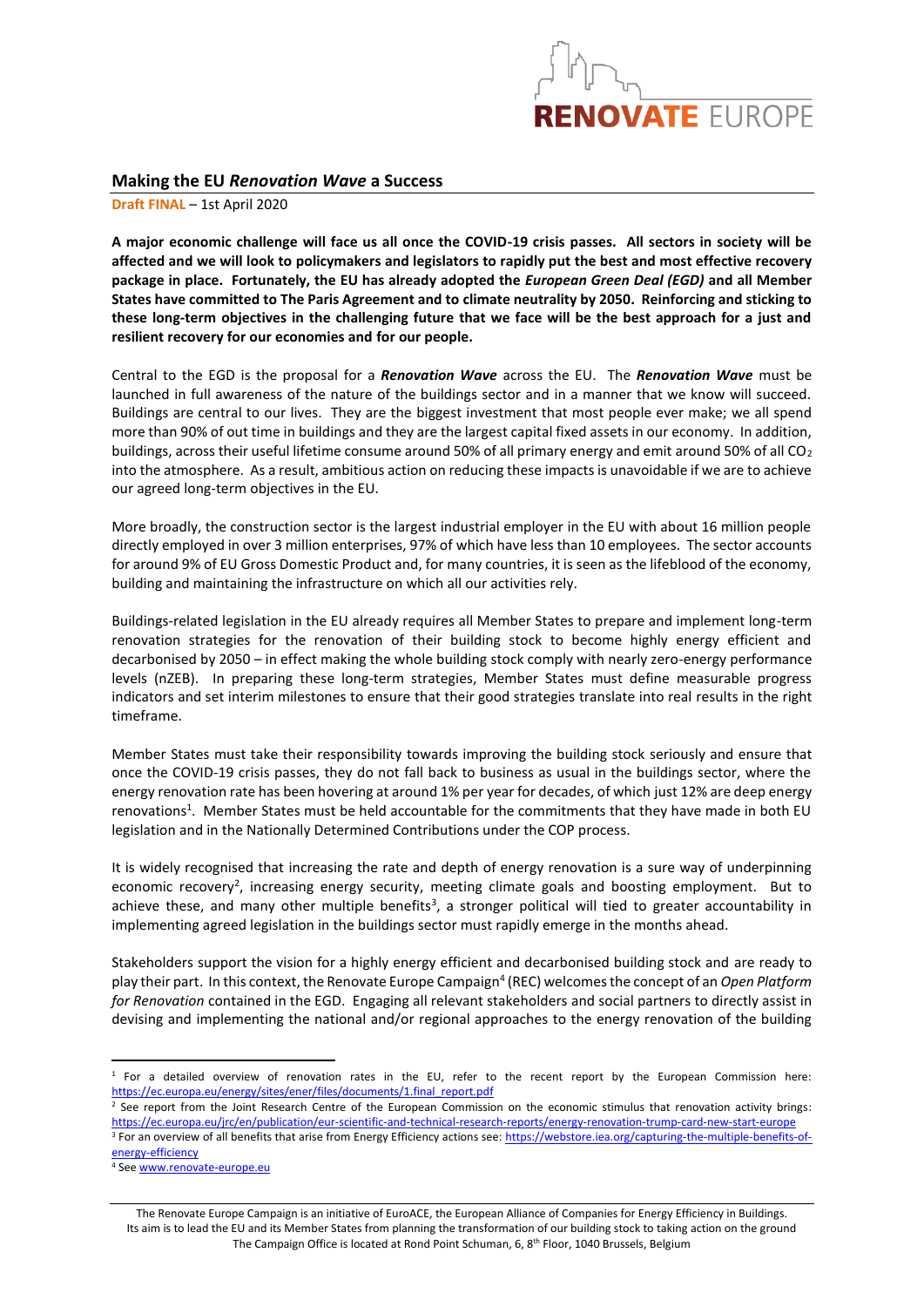RENOVATE EUROPE

## Making the EU *Renovation Wave* a Success

**Draft FINAL** – 1st April 2020

**A major economic challenge will face us all once the COVID-19 crisis passes. All sectors in society will be affected and we will look to policymakers and legislators to rapidly put the best and most effective recovery package in place. Fortunately, the EU has already adopted the *European Green Deal (EGD)* and all Member States have committed to The Paris Agreement and to climate neutrality by 2050. Reinforcing and sticking to these long-term objectives in the challenging future that we face will be the best approach for a just and resilient recovery for our economies and for our people.**

Central to the EGD is the proposal for a ***Renovation Wave*** across the EU. The ***Renovation Wave*** must be launched in full awareness of the nature of the buildings sector and in a manner that we know will succeed. Buildings are central to our lives. They are the biggest investment that most people ever make; we all spend more than 90% of out time in buildings and they are the largest capital fixed assets in our economy. In addition, buildings, across their useful lifetime consume around 50% of all primary energy and emit around 50% of all $CO_2$ into the atmosphere. As a result, ambitious action on reducing these impacts is unavoidable if we are to achieve our agreed long-term objectives in the EU.

More broadly, the construction sector is the largest industrial employer in the EU with about 16 million people directly employed in over 3 million enterprises, 97% of which have less than 10 employees. The sector accounts for around 9% of EU Gross Domestic Product and, for many countries, it is seen as the lifeblood of the economy, building and maintaining the infrastructure on which all our activities rely.

Buildings-related legislation in the EU already requires all Member States to prepare and implement long-term renovation strategies for the renovation of their building stock to become highly energy efficient and decarbonised by 2050 – in effect making the whole building stock comply with nearly zero-energy performance levels (nZEB). In preparing these long-term strategies, Member States must define measurable progress indicators and set interim milestones to ensure that their good strategies translate into real results in the right timeframe.

Member States must take their responsibility towards improving the building stock seriously and ensure that once the COVID-19 crisis passes, they do not fall back to business as usual in the buildings sector, where the energy renovation rate has been hovering at around 1% per year for decades, of which just 12% are deep energy renovations[1]. Member States must be held accountable for the commitments that they have made in both EU legislation and in the Nationally Determined Contributions under the COP process.

It is widely recognised that increasing the rate and depth of energy renovation is a sure way of underpinning economic recovery[2], increasing energy security, meeting climate goals and boosting employment. But to achieve these, and many other multiple benefits[3], a stronger political will tied to greater accountability in implementing agreed legislation in the buildings sector must rapidly emerge in the months ahead.

Stakeholders support the vision for a highly energy efficient and decarbonised building stock and are ready to play their part. In this context, the Renovate Europe Campaign[4] (REC) welcomes the concept of an *Open Platform for Renovation* contained in the EGD. Engaging all relevant stakeholders and social partners to directly assist in devising and implementing the national and/or regional approaches to the energy renovation of the building

---

[1] For a detailed overview of renovation rates in the EU, refer to the recent report by the European Commission here: https://ec.europa.eu/energy/sites/ener/files/documents/1.final_report.pdf

[2] See report from the Joint Research Centre of the European Commission on the economic stimulus that renovation activity brings: https://ec.europa.eu/jrc/en/publication/eur-scientific-and-technical-research-reports/energy-renovation-trump-card-new-start-europe

[3] For an overview of all benefits that arise from Energy Efficiency actions see: https://webstore.iea.org/capturing-the-multiple-benefits-of-energy-efficiency

[4] See www.renovate-europe.eu

The Renovate Europe Campaign is an initiative of EuroACE, the European Alliance of Companies for Energy Efficiency in Buildings. Its aim is to lead the EU and its Member States from planning the transformation of our building stock to taking action on the ground. The Campaign Office is located at Rond Point Schuman, 6, 8th Floor, 1040 Brussels, Belgium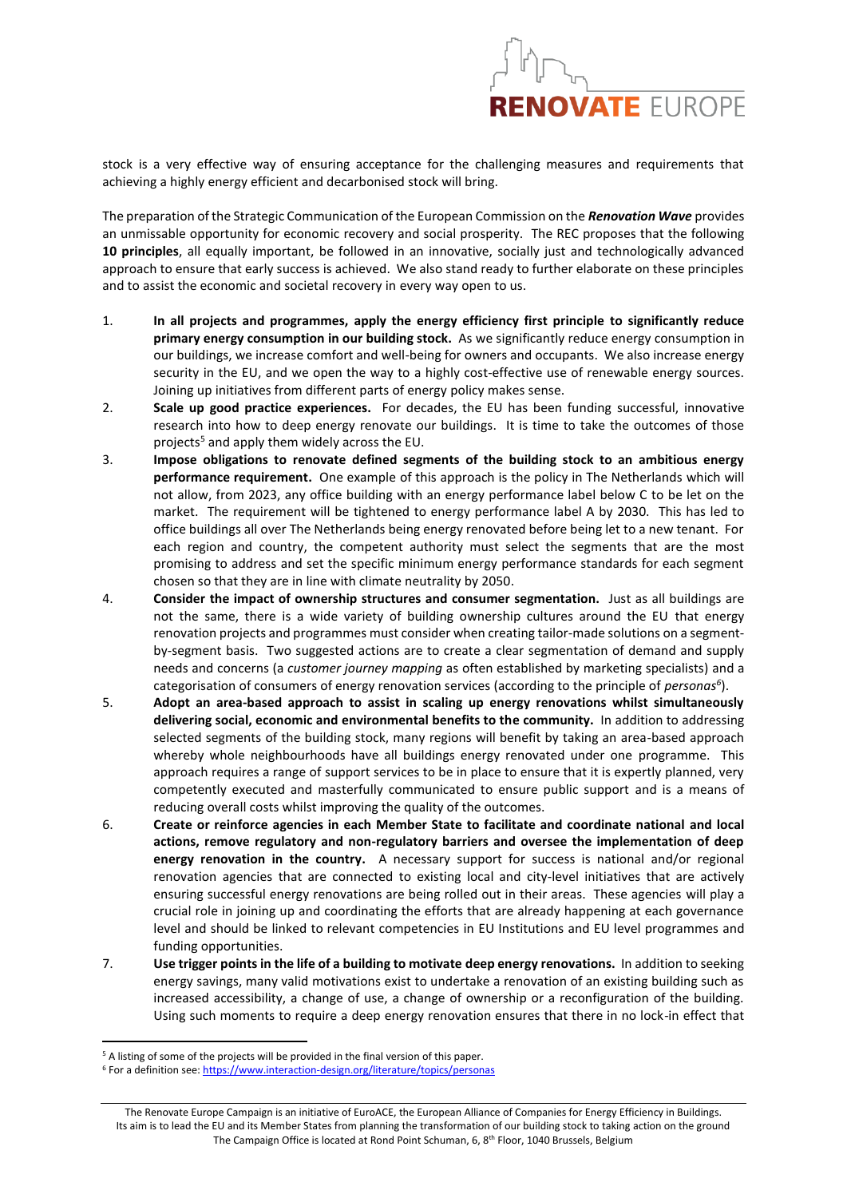stock is a very effective way of ensuring acceptance for the challenging measures and requirements that achieving a highly energy efficient and decarbonised stock will bring.

The preparation of the Strategic Communication of the European Commission on the ***Renovation Wave*** provides an unmissable opportunity for economic recovery and social prosperity. The REC proposes that the following **10 principles**, all equally important, be followed in an innovative, socially just and technologically advanced approach to ensure that early success is achieved. We also stand ready to further elaborate on these principles and to assist the economic and societal recovery in every way open to us.

1. **In all projects and programmes, apply the energy efficiency first principle to significantly reduce primary energy consumption in our building stock.** As we significantly reduce energy consumption in our buildings, we increase comfort and well-being for owners and occupants. We also increase energy security in the EU, and we open the way to a highly cost-effective use of renewable energy sources. Joining up initiatives from different parts of energy policy makes sense.
2. **Scale up good practice experiences.** For decades, the EU has been funding successful, innovative research into how to deep energy renovate our buildings. It is time to take the outcomes of those projects[5] and apply them widely across the EU.
3. **Impose obligations to renovate defined segments of the building stock to an ambitious energy performance requirement.** One example of this approach is the policy in The Netherlands which will not allow, from 2023, any office building with an energy performance label below C to be let on the market. The requirement will be tightened to energy performance label A by 2030. This has led to office buildings all over The Netherlands being energy renovated before being let to a new tenant. For each region and country, the competent authority must select the segments that are the most promising to address and set the specific minimum energy performance standards for each segment chosen so that they are in line with climate neutrality by 2050.
4. **Consider the impact of ownership structures and consumer segmentation.** Just as all buildings are not the same, there is a wide variety of building ownership cultures around the EU that energy renovation projects and programmes must consider when creating tailor-made solutions on a segment-by-segment basis. Two suggested actions are to create a clear segmentation of demand and supply needs and concerns (a *customer journey mapping* as often established by marketing specialists) and a categorisation of consumers of energy renovation services (according to the principle of *personas*[6]).
5. **Adopt an area-based approach to assist in scaling up energy renovations whilst simultaneously delivering social, economic and environmental benefits to the community.** In addition to addressing selected segments of the building stock, many regions will benefit by taking an area-based approach whereby whole neighbourhoods have all buildings energy renovated under one programme. This approach requires a range of support services to be in place to ensure that it is expertly planned, very competently executed and masterfully communicated to ensure public support and is a means of reducing overall costs whilst improving the quality of the outcomes.
6. **Create or reinforce agencies in each Member State to facilitate and coordinate national and local actions, remove regulatory and non-regulatory barriers and oversee the implementation of deep energy renovation in the country.** A necessary support for success is national and/or regional renovation agencies that are connected to existing local and city-level initiatives that are actively ensuring successful energy renovations are being rolled out in their areas. These agencies will play a crucial role in joining up and coordinating the efforts that are already happening at each governance level and should be linked to relevant competencies in EU Institutions and EU level programmes and funding opportunities.
7. **Use trigger points in the life of a building to motivate deep energy renovations.** In addition to seeking energy savings, many valid motivations exist to undertake a renovation of an existing building such as increased accessibility, a change of use, a change of ownership or a reconfiguration of the building. Using such moments to require a deep energy renovation ensures that there in no lock-in effect that

[5] A listing of some of the projects will be provided in the final version of this paper.

[6] For a definition see: https://www.interaction-design.org/literature/topics/personas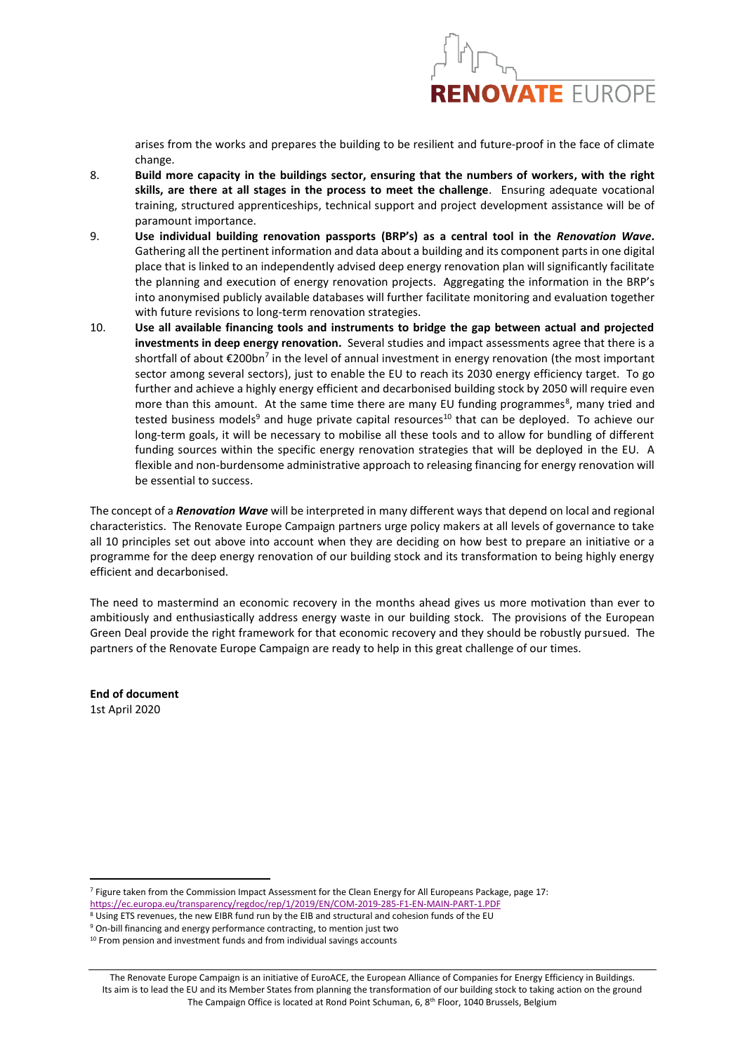arises from the works and prepares the building to be resilient and future-proof in the face of climate change.

8. **Build more capacity in the buildings sector, ensuring that the numbers of workers, with the right skills, are there at all stages in the process to meet the challenge**. Ensuring adequate vocational training, structured apprenticeships, technical support and project development assistance will be of paramount importance.
9. **Use individual building renovation passports (BRP's) as a central tool in the *Renovation Wave*.** Gathering all the pertinent information and data about a building and its component parts in one digital place that is linked to an independently advised deep energy renovation plan will significantly facilitate the planning and execution of energy renovation projects. Aggregating the information in the BRP's into anonymised publicly available databases will further facilitate monitoring and evaluation together with future revisions to long-term renovation strategies.
10. **Use all available financing tools and instruments to bridge the gap between actual and projected investments in deep energy renovation.** Several studies and impact assessments agree that there is a shortfall of about €200bn[7] in the level of annual investment in energy renovation (the most important sector among several sectors), just to enable the EU to reach its 2030 energy efficiency target. To go further and achieve a highly energy efficient and decarbonised building stock by 2050 will require even more than this amount. At the same time there are many EU funding programmes[8], many tried and tested business models[9] and huge private capital resources[10] that can be deployed. To achieve our long-term goals, it will be necessary to mobilise all these tools and to allow for bundling of different funding sources within the specific energy renovation strategies that will be deployed in the EU. A flexible and non-burdensome administrative approach to releasing financing for energy renovation will be essential to success.

The concept of a ***Renovation Wave*** will be interpreted in many different ways that depend on local and regional characteristics. The Renovate Europe Campaign partners urge policy makers at all levels of governance to take all 10 principles set out above into account when they are deciding on how best to prepare an initiative or a programme for the deep energy renovation of our building stock and its transformation to being highly energy efficient and decarbonised.

The need to mastermind an economic recovery in the months ahead gives us more motivation than ever to ambitiously and enthusiastically address energy waste in our building stock. The provisions of the European Green Deal provide the right framework for that economic recovery and they should be robustly pursued. The partners of the Renovate Europe Campaign are ready to help in this great challenge of our times.

**End of document**
1st April 2020

---

[7] Figure taken from the Commission Impact Assessment for the Clean Energy for All Europeans Package, page 17: https://ec.europa.eu/transparency/regdoc/rep/1/2019/EN/COM-2019-285-F1-EN-MAIN-PART-1.PDF

[8] Using ETS revenues, the new EIBR fund run by the EIB and structural and cohesion funds of the EU

[9] On-bill financing and energy performance contracting, to mention just two

[10] From pension and investment funds and from individual savings accounts

The Renovate Europe Campaign is an initiative of EuroACE, the European Alliance of Companies for Energy Efficiency in Buildings. Its aim is to lead the EU and its Member States from planning the transformation of our building stock to taking action on the ground
The Campaign Office is located at Rond Point Schuman, 6, 8th Floor, 1040 Brussels, Belgium